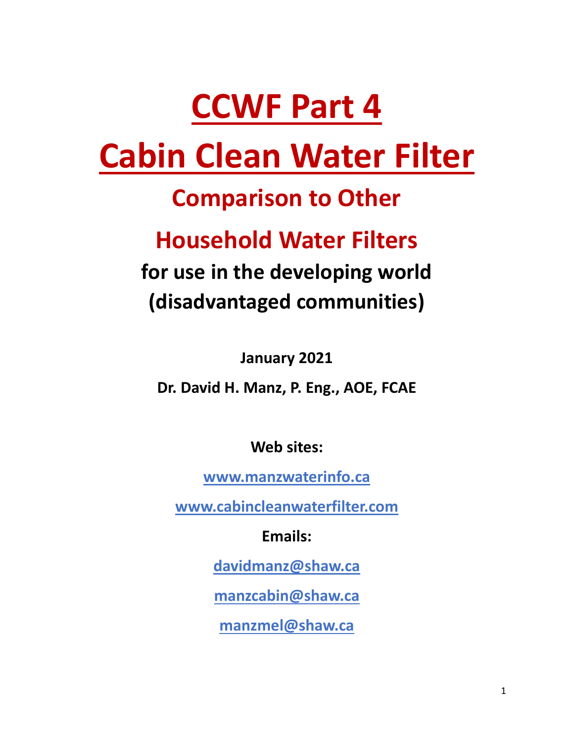# CCWF Part 4

# Cabin Clean Water Filter

## Comparison to Other

## Household Water Filters

**for use in the developing world (disadvantaged communities)**

**January 2021**

**Dr. David H. Manz, P. Eng., AOE, FCAE**

**Web sites:**

[www.manzwaterinfo.ca](http://www.manzwaterinfo.ca)

[www.cabincleanwaterfilter.com](http://www.cabincleanwaterfilter.com)

**Emails:**

[davidmanz@shaw.ca](mailto:davidmanz@shaw.ca)

[manzcabin@shaw.ca](mailto:manzcabin@shaw.ca)

[manzmel@shaw.ca](mailto:manzmel@shaw.ca)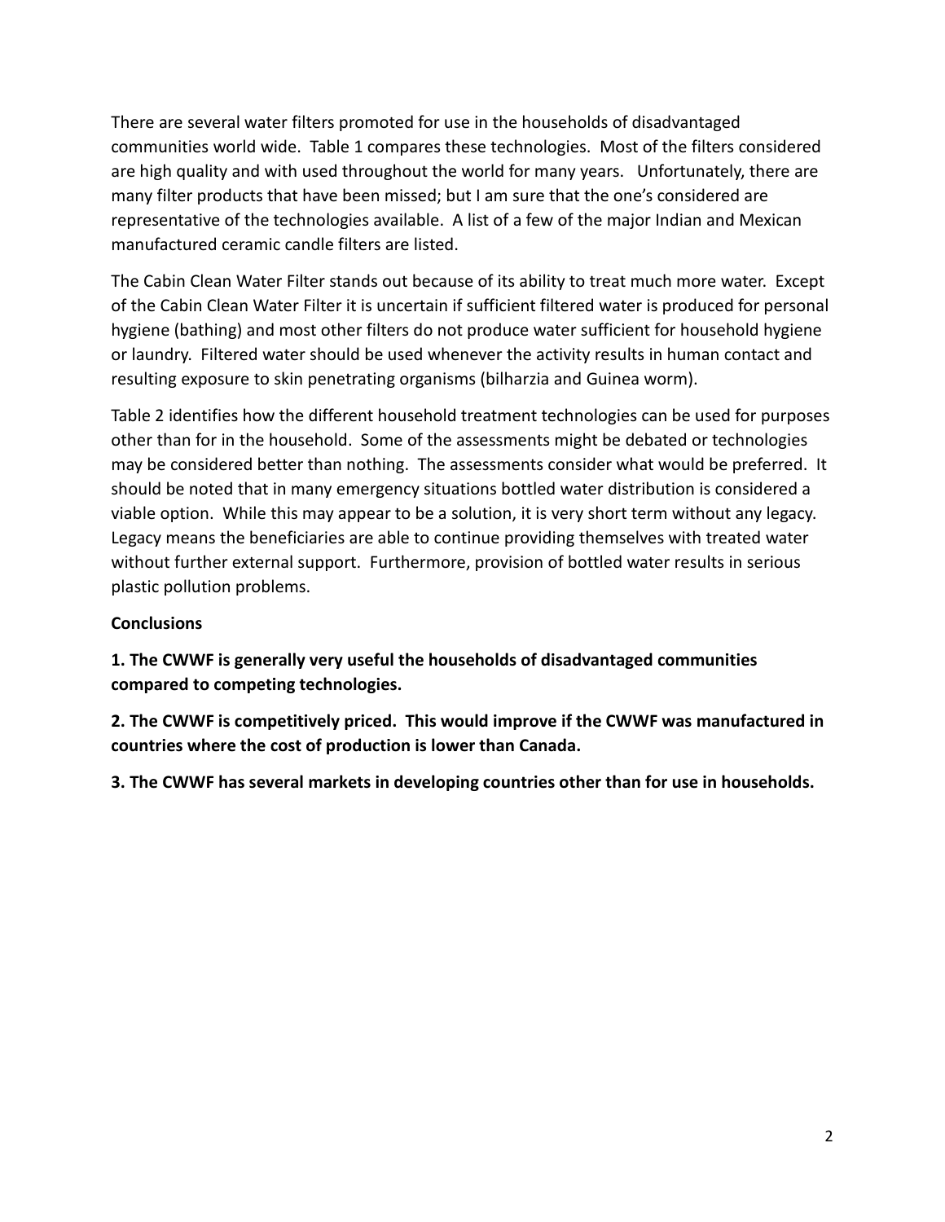There are several water filters promoted for use in the households of disadvantaged communities world wide. Table 1 compares these technologies. Most of the filters considered are high quality and with used throughout the world for many years. Unfortunately, there are many filter products that have been missed; but I am sure that the one's considered are representative of the technologies available. A list of a few of the major Indian and Mexican manufactured ceramic candle filters are listed.

The Cabin Clean Water Filter stands out because of its ability to treat much more water. Except of the Cabin Clean Water Filter it is uncertain if sufficient filtered water is produced for personal hygiene (bathing) and most other filters do not produce water sufficient for household hygiene or laundry. Filtered water should be used whenever the activity results in human contact and resulting exposure to skin penetrating organisms (bilharzia and Guinea worm).

Table 2 identifies how the different household treatment technologies can be used for purposes other than for in the household. Some of the assessments might be debated or technologies may be considered better than nothing. The assessments consider what would be preferred. It should be noted that in many emergency situations bottled water distribution is considered a viable option. While this may appear to be a solution, it is very short term without any legacy. Legacy means the beneficiaries are able to continue providing themselves with treated water without further external support. Furthermore, provision of bottled water results in serious plastic pollution problems.

**Conclusions**

**1. The CWWF is generally very useful the households of disadvantaged communities compared to competing technologies.**

**2. The CWWF is competitively priced. This would improve if the CWWF was manufactured in countries where the cost of production is lower than Canada.**

**3. The CWWF has several markets in developing countries other than for use in households.**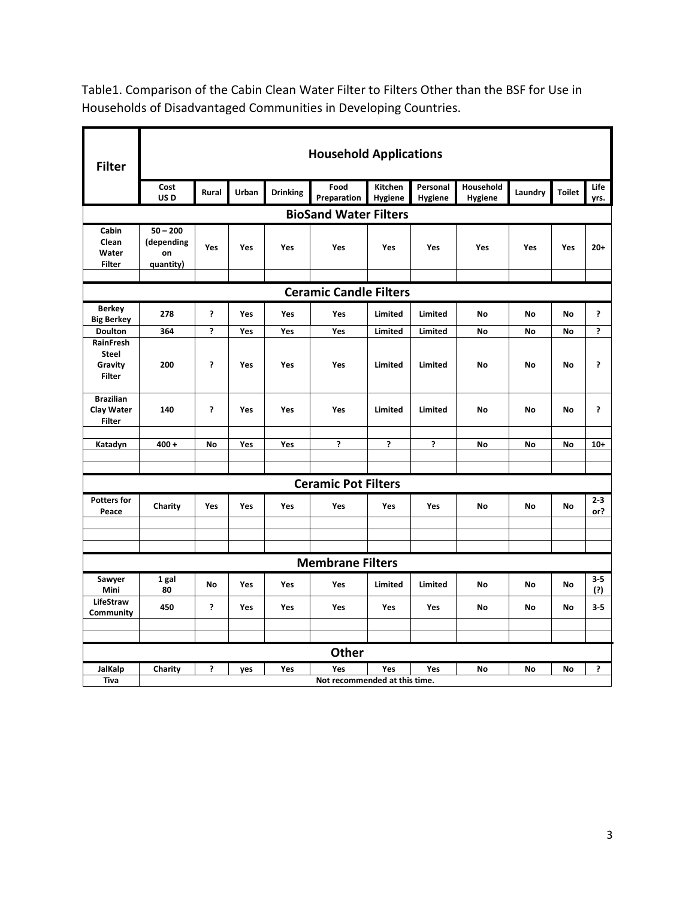Table1. Comparison of the Cabin Clean Water Filter to Filters Other than the BSF for Use in Households of Disadvantaged Communities in Developing Countries.

| Filter | Household Applications | | | | | | | | | | |
|---|---|---|---|---|---|---|---|---|---|---|---|
| | Cost US D | Rural | Urban | Drinking | Food Preparation | Kitchen Hygiene | Personal Hygiene | Household Hygiene | Laundry | Toilet | Life yrs. |
| **BioSand Water Filters** | | | | | | | | | | | |
| Cabin Clean Water Filter | 50 – 200 (depending on quantity) | Yes | Yes | Yes | Yes | Yes | Yes | Yes | Yes | Yes | 20+ |
| | | | | | | | | | | | |
| **Ceramic Candle Filters** | | | | | | | | | | | |
| Berkey Big Berkey | 278 | ? | Yes | Yes | Yes | Limited | Limited | No | No | No | ? |
| Doulton | 364 | ? | Yes | Yes | Yes | Limited | Limited | No | No | No | ? |
| RainFresh Steel Gravity Filter | 200 | ? | Yes | Yes | Yes | Limited | Limited | No | No | No | ? |
| Brazilian Clay Water Filter | 140 | ? | Yes | Yes | Yes | Limited | Limited | No | No | No | ? |
| | | | | | | | | | | | |
| Katadyn | 400 + | No | Yes | Yes | ? | ? | ? | No | No | No | 10+ |
| | | | | | | | | | | | |
| | | | | | | | | | | | |
| **Ceramic Pot Filters** | | | | | | | | | | | |
| Potters for Peace | Charity | Yes | Yes | Yes | Yes | Yes | Yes | No | No | No | 2-3 or? |
| | | | | | | | | | | | |
| | | | | | | | | | | | |
| | | | | | | | | | | | |
| **Membrane Filters** | | | | | | | | | | | |
| Sawyer Mini | 1 gal 80 | No | Yes | Yes | Yes | Limited | Limited | No | No | No | 3-5 (?) |
| LifeStraw Community | 450 | ? | Yes | Yes | Yes | Yes | Yes | No | No | No | 3-5 |
| | | | | | | | | | | | |
| | | | | | | | | | | | |
| **Other** | | | | | | | | | | | |
| JalKalp | Charity | ? | yes | Yes | Yes | Yes | Yes | No | No | No | ? |
| Tiva | Not recommended at this time. | | | | | | | | | | |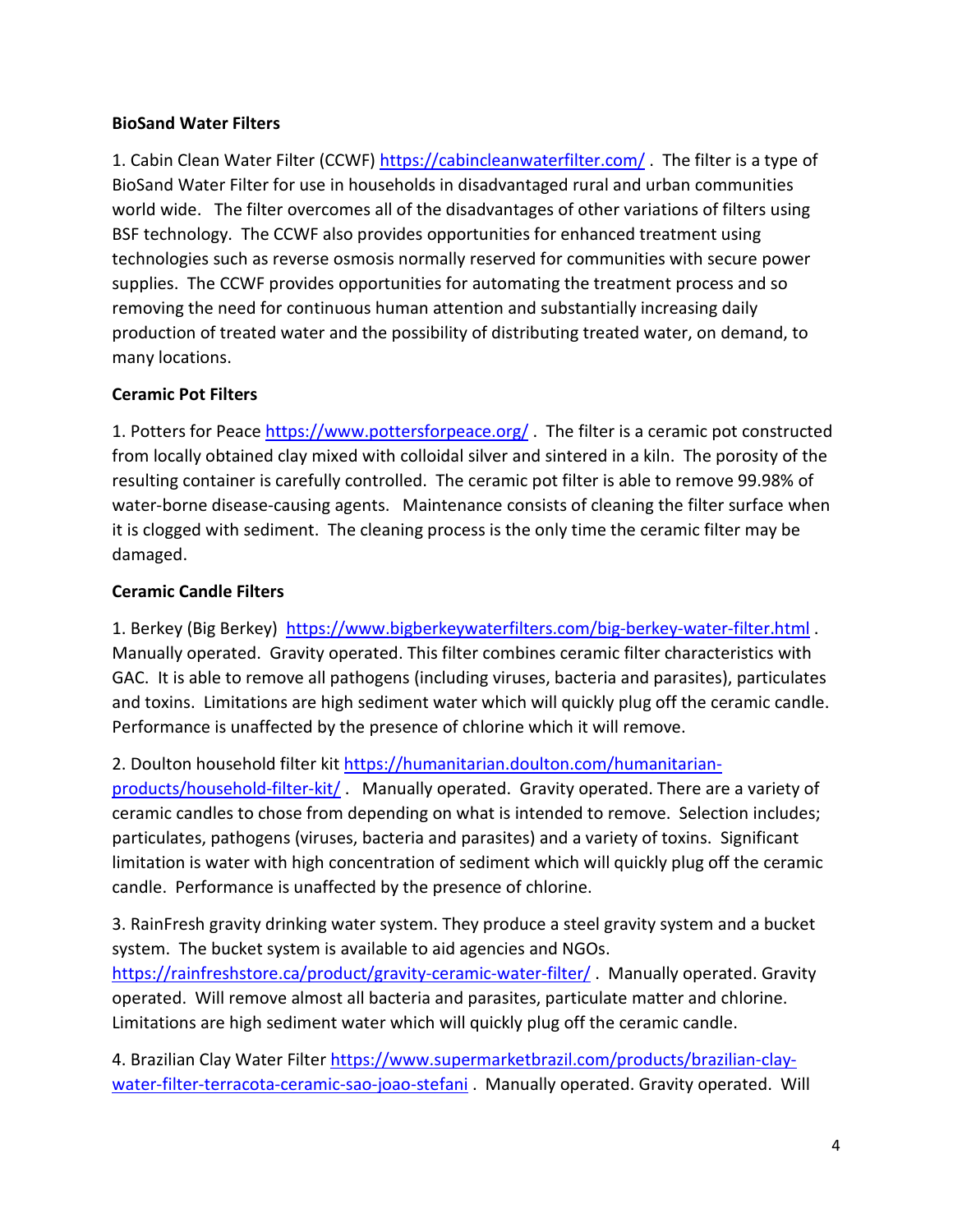**BioSand Water Filters**

1. Cabin Clean Water Filter (CCWF) https://cabincleanwaterfilter.com/ . The filter is a type of BioSand Water Filter for use in households in disadvantaged rural and urban communities world wide. The filter overcomes all of the disadvantages of other variations of filters using BSF technology. The CCWF also provides opportunities for enhanced treatment using technologies such as reverse osmosis normally reserved for communities with secure power supplies. The CCWF provides opportunities for automating the treatment process and so removing the need for continuous human attention and substantially increasing daily production of treated water and the possibility of distributing treated water, on demand, to many locations.

**Ceramic Pot Filters**

1. Potters for Peace https://www.pottersforpeace.org/ . The filter is a ceramic pot constructed from locally obtained clay mixed with colloidal silver and sintered in a kiln. The porosity of the resulting container is carefully controlled. The ceramic pot filter is able to remove 99.98% of water-borne disease-causing agents. Maintenance consists of cleaning the filter surface when it is clogged with sediment. The cleaning process is the only time the ceramic filter may be damaged.

**Ceramic Candle Filters**

1. Berkey (Big Berkey) https://www.bigberkeywaterfilters.com/big-berkey-water-filter.html . Manually operated. Gravity operated. This filter combines ceramic filter characteristics with GAC. It is able to remove all pathogens (including viruses, bacteria and parasites), particulates and toxins. Limitations are high sediment water which will quickly plug off the ceramic candle. Performance is unaffected by the presence of chlorine which it will remove.

2. Doulton household filter kit https://humanitarian.doulton.com/humanitarian-products/household-filter-kit/ . Manually operated. Gravity operated. There are a variety of ceramic candles to chose from depending on what is intended to remove. Selection includes; particulates, pathogens (viruses, bacteria and parasites) and a variety of toxins. Significant limitation is water with high concentration of sediment which will quickly plug off the ceramic candle. Performance is unaffected by the presence of chlorine.

3. RainFresh gravity drinking water system. They produce a steel gravity system and a bucket system. The bucket system is available to aid agencies and NGOs. https://rainfreshstore.ca/product/gravity-ceramic-water-filter/ . Manually operated. Gravity operated. Will remove almost all bacteria and parasites, particulate matter and chlorine. Limitations are high sediment water which will quickly plug off the ceramic candle.

4. Brazilian Clay Water Filter https://www.supermarketbrazil.com/products/brazilian-clay-water-filter-terracota-ceramic-sao-joao-stefani . Manually operated. Gravity operated. Will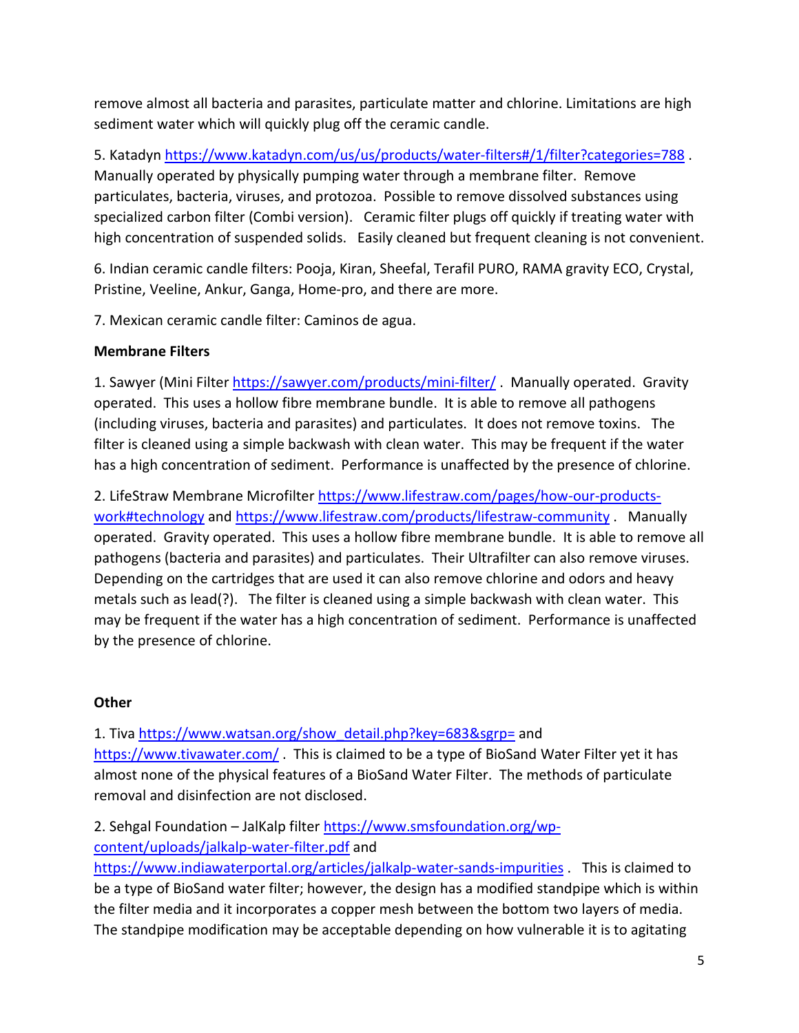remove almost all bacteria and parasites, particulate matter and chlorine. Limitations are high sediment water which will quickly plug off the ceramic candle.

5. Katadyn https://www.katadyn.com/us/us/products/water-filters#/1/filter?categories=788 . Manually operated by physically pumping water through a membrane filter. Remove particulates, bacteria, viruses, and protozoa. Possible to remove dissolved substances using specialized carbon filter (Combi version). Ceramic filter plugs off quickly if treating water with high concentration of suspended solids. Easily cleaned but frequent cleaning is not convenient.

6. Indian ceramic candle filters: Pooja, Kiran, Sheefal, Terafil PURO, RAMA gravity ECO, Crystal, Pristine, Veeline, Ankur, Ganga, Home-pro, and there are more.

7. Mexican ceramic candle filter: Caminos de agua.

**Membrane Filters**

1. Sawyer (Mini Filter https://sawyer.com/products/mini-filter/ . Manually operated. Gravity operated. This uses a hollow fibre membrane bundle. It is able to remove all pathogens (including viruses, bacteria and parasites) and particulates. It does not remove toxins. The filter is cleaned using a simple backwash with clean water. This may be frequent if the water has a high concentration of sediment. Performance is unaffected by the presence of chlorine.

2. LifeStraw Membrane Microfilter https://www.lifestraw.com/pages/how-our-products-work#technology and https://www.lifestraw.com/products/lifestraw-community . Manually operated. Gravity operated. This uses a hollow fibre membrane bundle. It is able to remove all pathogens (bacteria and parasites) and particulates. Their Ultrafilter can also remove viruses. Depending on the cartridges that are used it can also remove chlorine and odors and heavy metals such as lead(?). The filter is cleaned using a simple backwash with clean water. This may be frequent if the water has a high concentration of sediment. Performance is unaffected by the presence of chlorine.

**Other**

1. Tiva https://www.watsan.org/show_detail.php?key=683&sgrp= and https://www.tivawater.com/ . This is claimed to be a type of BioSand Water Filter yet it has almost none of the physical features of a BioSand Water Filter. The methods of particulate removal and disinfection are not disclosed.

2. Sehgal Foundation – JalKalp filter https://www.smsfoundation.org/wp-content/uploads/jalkalp-water-filter.pdf and https://www.indiawaterportal.org/articles/jalkalp-water-sands-impurities . This is claimed to be a type of BioSand water filter; however, the design has a modified standpipe which is within the filter media and it incorporates a copper mesh between the bottom two layers of media. The standpipe modification may be acceptable depending on how vulnerable it is to agitating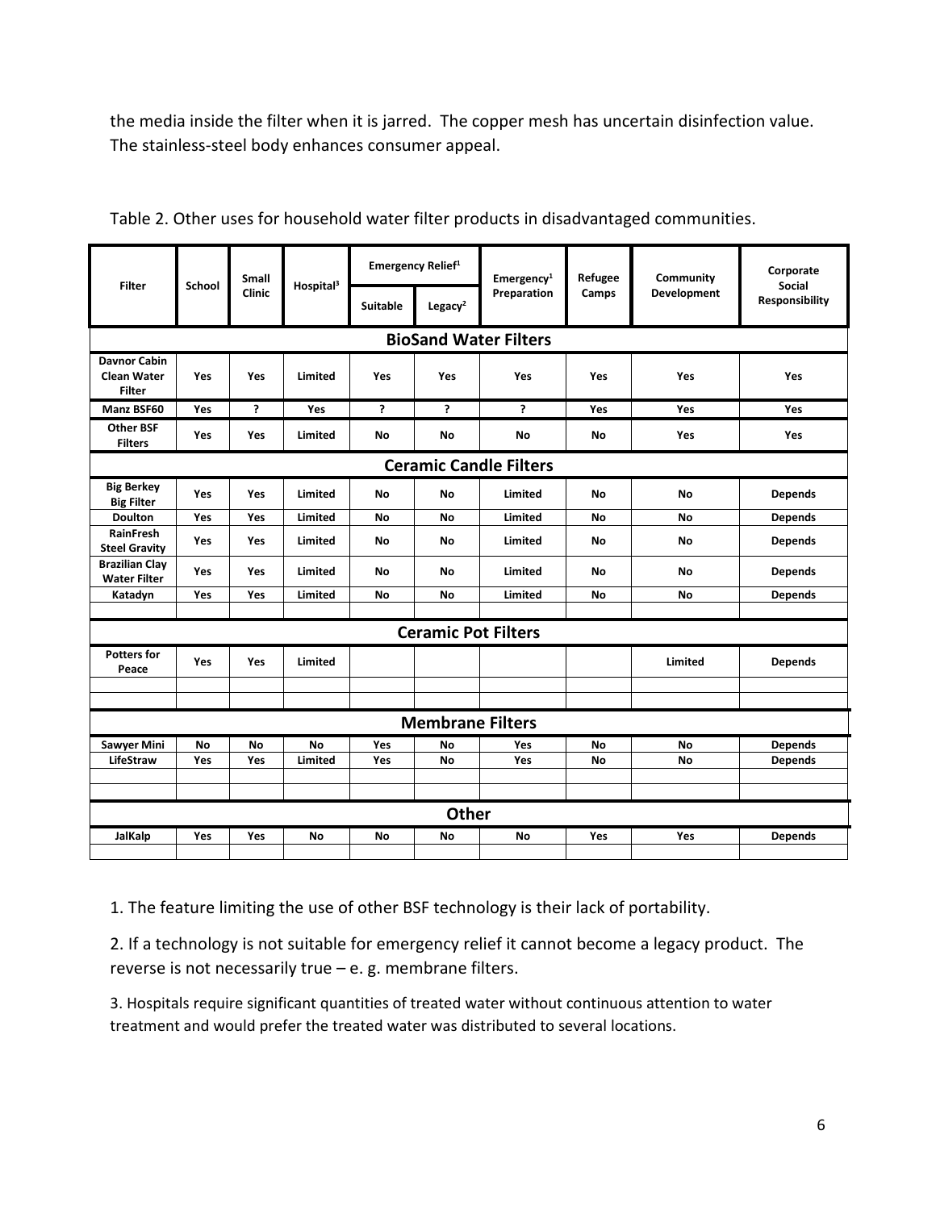the media inside the filter when it is jarred. The copper mesh has uncertain disinfection value. The stainless-steel body enhances consumer appeal.

Table 2. Other uses for household water filter products in disadvantaged communities.

| Filter | School | Small Clinic | Hospital[3] | Emergency Relief[1] | | Emergency[1] Preparation | Refugee Camps | Community Development | Corporate Social Responsibility |
|---|---|---|---|---|---|---|---|---|---|
| | | | | Suitable | Legacy[2] | | | | |
| **BioSand Water Filters** | | | | | | | | | |
| Davnor Cabin Clean Water Filter | Yes | Yes | Limited | Yes | Yes | Yes | Yes | Yes | Yes |
| Manz BSF60 | Yes | ? | Yes | ? | ? | ? | Yes | Yes | Yes |
| Other BSF Filters | Yes | Yes | Limited | No | No | No | No | Yes | Yes |
| **Ceramic Candle Filters** | | | | | | | | | |
| Big Berkey Big Filter | Yes | Yes | Limited | No | No | Limited | No | No | Depends |
| Doulton | Yes | Yes | Limited | No | No | Limited | No | No | Depends |
| RainFresh Steel Gravity | Yes | Yes | Limited | No | No | Limited | No | No | Depends |
| Brazilian Clay Water Filter | Yes | Yes | Limited | No | No | Limited | No | No | Depends |
| Katadyn | Yes | Yes | Limited | No | No | Limited | No | No | Depends |
| | | | | | | | | | |
| **Ceramic Pot Filters** | | | | | | | | | |
| Potters for Peace | Yes | Yes | Limited | | | | | Limited | Depends |
| | | | | | | | | | |
| | | | | | | | | | |
| **Membrane Filters** | | | | | | | | | |
| Sawyer Mini | No | No | No | Yes | No | Yes | No | No | Depends |
| LifeStraw | Yes | Yes | Limited | Yes | No | Yes | No | No | Depends |
| | | | | | | | | | |
| | | | | | | | | | |
| **Other** | | | | | | | | | |
| JalKalp | Yes | Yes | No | No | No | No | Yes | Yes | Depends |
| | | | | | | | | | |

1. The feature limiting the use of other BSF technology is their lack of portability.

2. If a technology is not suitable for emergency relief it cannot become a legacy product. The reverse is not necessarily true – e. g. membrane filters.

3. Hospitals require significant quantities of treated water without continuous attention to water treatment and would prefer the treated water was distributed to several locations.